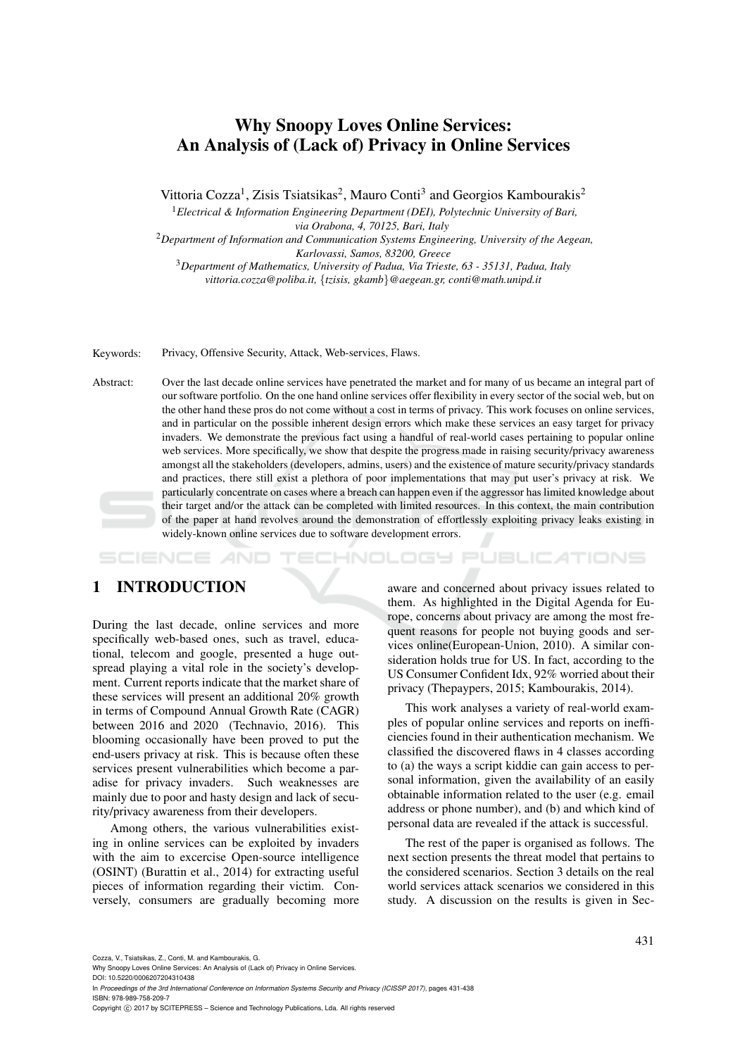# Why Snoopy Loves Online Services: An Analysis of (Lack of) Privacy in Online Services

Vittoria Cozza[1], Zisis Tsiatsikas[2], Mauro Conti[3] and Georgios Kambourakis[2]

[1]*Electrical & Information Engineering Department (DEI), Polytechnic University of Bari, via Orabona, 4, 70125, Bari, Italy*

[2]*Department of Information and Communication Systems Engineering, University of the Aegean, Karlovassi, Samos, 83200, Greece*

[3]*Department of Mathematics, University of Padua, Via Trieste, 63 - 35131, Padua, Italy*

*vittoria.cozza@poliba.it, {tzisis, gkamb}@aegean.gr, conti@math.unipd.it*

Keywords: Privacy, Offensive Security, Attack, Web-services, Flaws.

Abstract: Over the last decade online services have penetrated the market and for many of us became an integral part of our software portfolio. On the one hand online services offer flexibility in every sector of the social web, but on the other hand these pros do not come without a cost in terms of privacy. This work focuses on online services, and in particular on the possible inherent design errors which make these services an easy target for privacy invaders. We demonstrate the previous fact using a handful of real-world cases pertaining to popular online web services. More specifically, we show that despite the progress made in raising security/privacy awareness amongst all the stakeholders (developers, admins, users) and the existence of mature security/privacy standards and practices, there still exist a plethora of poor implementations that may put user's privacy at risk. We particularly concentrate on cases where a breach can happen even if the aggressor has limited knowledge about their target and/or the attack can be completed with limited resources. In this context, the main contribution of the paper at hand revolves around the demonstration of effortlessly exploiting privacy leaks existing in widely-known online services due to software development errors.

## 1 INTRODUCTION

During the last decade, online services and more specifically web-based ones, such as travel, educational, telecom and google, presented a huge outspread playing a vital role in the society's development. Current reports indicate that the market share of these services will present an additional 20% growth in terms of Compound Annual Growth Rate (CAGR) between 2016 and 2020 (Technavio, 2016). This blooming occasionally have been proved to put the end-users privacy at risk. This is because often these services present vulnerabilities which become a paradise for privacy invaders. Such weaknesses are mainly due to poor and hasty design and lack of security/privacy awareness from their developers.

Among others, the various vulnerabilities existing in online services can be exploited by invaders with the aim to excercise Open-source intelligence (OSINT) (Burattin et al., 2014) for extracting useful pieces of information regarding their victim. Conversely, consumers are gradually becoming more aware and concerned about privacy issues related to them. As highlighted in the Digital Agenda for Europe, concerns about privacy are among the most frequent reasons for people not buying goods and services online(European-Union, 2010). A similar consideration holds true for US. In fact, according to the US Consumer Confident Idx, 92% worried about their privacy (Thepaypers, 2015; Kambourakis, 2014).

This work analyses a variety of real-world examples of popular online services and reports on inefficiencies found in their authentication mechanism. We classified the discovered flaws in 4 classes according to (a) the ways a script kiddie can gain access to personal information, given the availability of an easily obtainable information related to the user (e.g. email address or phone number), and (b) and which kind of personal data are revealed if the attack is successful.

The rest of the paper is organised as follows. The next section presents the threat model that pertains to the considered scenarios. Section 3 details on the real world services attack scenarios we considered in this study. A discussion on the results is given in Sec-

Cozza, V., Tsiatsikas, Z., Conti, M. and Kambourakis, G.
Why Snoopy Loves Online Services: An Analysis of (Lack of) Privacy in Online Services.
DOI: 10.5220/0006207204310438
In *Proceedings of the 3rd International Conference on Information Systems Security and Privacy (ICISSP 2017)*, pages 431-438
ISBN: 978-989-758-209-7
Copyright © 2017 by SCITEPRESS – Science and Technology Publications, Lda. All rights reserved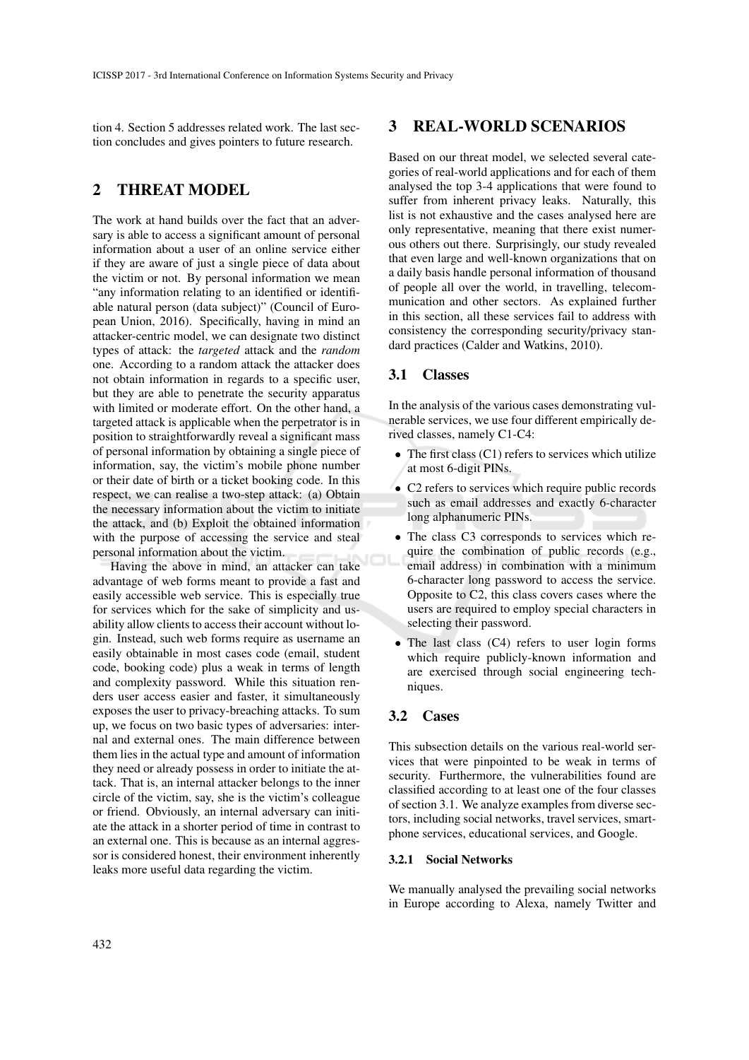tion 4. Section 5 addresses related work. The last section concludes and gives pointers to future research.

## 2 THREAT MODEL

The work at hand builds over the fact that an adversary is able to access a significant amount of personal information about a user of an online service either if they are aware of just a single piece of data about the victim or not. By personal information we mean "any information relating to an identified or identifiable natural person (data subject)" (Council of European Union, 2016). Specifically, having in mind an attacker-centric model, we can designate two distinct types of attack: the *targeted* attack and the *random* one. According to a random attack the attacker does not obtain information in regards to a specific user, but they are able to penetrate the security apparatus with limited or moderate effort. On the other hand, a targeted attack is applicable when the perpetrator is in position to straightforwardly reveal a significant mass of personal information by obtaining a single piece of information, say, the victim's mobile phone number or their date of birth or a ticket booking code. In this respect, we can realise a two-step attack: (a) Obtain the necessary information about the victim to initiate the attack, and (b) Exploit the obtained information with the purpose of accessing the service and steal personal information about the victim.

Having the above in mind, an attacker can take advantage of web forms meant to provide a fast and easily accessible web service. This is especially true for services which for the sake of simplicity and usability allow clients to access their account without login. Instead, such web forms require as username an easily obtainable in most cases code (email, student code, booking code) plus a weak in terms of length and complexity password. While this situation renders user access easier and faster, it simultaneously exposes the user to privacy-breaching attacks. To sum up, we focus on two basic types of adversaries: internal and external ones. The main difference between them lies in the actual type and amount of information they need or already possess in order to initiate the attack. That is, an internal attacker belongs to the inner circle of the victim, say, she is the victim's colleague or friend. Obviously, an internal adversary can initiate the attack in a shorter period of time in contrast to an external one. This is because as an internal aggressor is considered honest, their environment inherently leaks more useful data regarding the victim.

## 3 REAL-WORLD SCENARIOS

Based on our threat model, we selected several categories of real-world applications and for each of them analysed the top 3-4 applications that were found to suffer from inherent privacy leaks. Naturally, this list is not exhaustive and the cases analysed here are only representative, meaning that there exist numerous others out there. Surprisingly, our study revealed that even large and well-known organizations that on a daily basis handle personal information of thousand of people all over the world, in travelling, telecommunication and other sectors. As explained further in this section, all these services fail to address with consistency the corresponding security/privacy standard practices (Calder and Watkins, 2010).

### 3.1 Classes

In the analysis of the various cases demonstrating vulnerable services, we use four different empirically derived classes, namely C1-C4:

- The first class (C1) refers to services which utilize at most 6-digit PINs.
- C2 refers to services which require public records such as email addresses and exactly 6-character long alphanumeric PINs.
- The class C3 corresponds to services which require the combination of public records (e.g., email address) in combination with a minimum 6-character long password to access the service. Opposite to C2, this class covers cases where the users are required to employ special characters in selecting their password.
- The last class (C4) refers to user login forms which require publicly-known information and are exercised through social engineering techniques.

### 3.2 Cases

This subsection details on the various real-world services that were pinpointed to be weak in terms of security. Furthermore, the vulnerabilities found are classified according to at least one of the four classes of section 3.1. We analyze examples from diverse sectors, including social networks, travel services, smartphone services, educational services, and Google.

#### 3.2.1 Social Networks

We manually analysed the prevailing social networks in Europe according to Alexa, namely Twitter and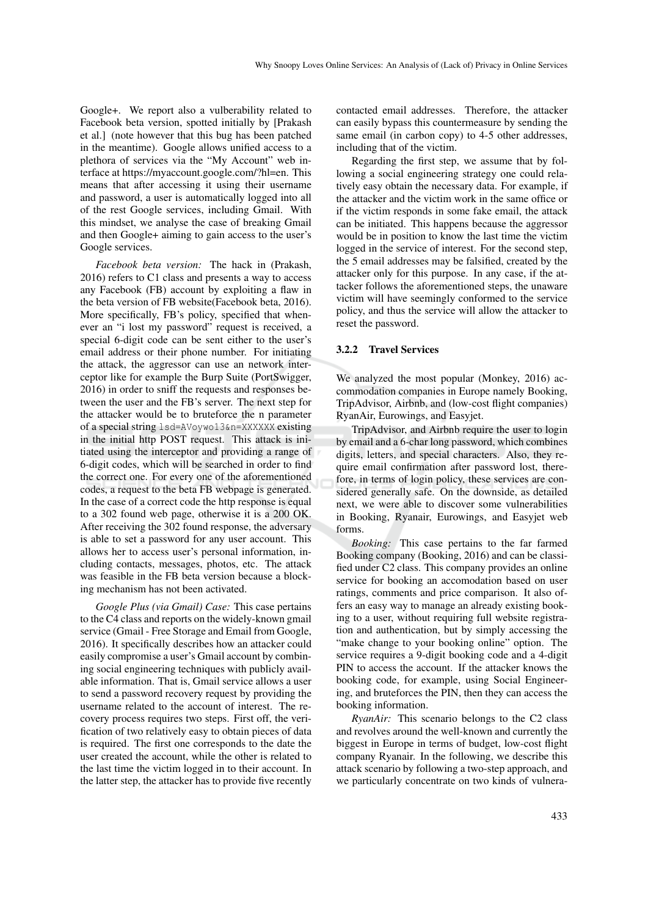Google+. We report also a vulberability related to Facebook beta version, spotted initially by [Prakash et al.] (note however that this bug has been patched in the meantime). Google allows unified access to a plethora of services via the "My Account" web interface at https://myaccount.google.com/?hl=en. This means that after accessing it using their username and password, a user is automatically logged into all of the rest Google services, including Gmail. With this mindset, we analyse the case of breaking Gmail and then Google+ aiming to gain access to the user's Google services.

*Facebook beta version:* The hack in (Prakash, 2016) refers to C1 class and presents a way to access any Facebook (FB) account by exploiting a flaw in the beta version of FB website(Facebook beta, 2016). More specifically, FB's policy, specified that whenever an "i lost my password" request is received, a special 6-digit code can be sent either to the user's email address or their phone number. For initiating the attack, the aggressor can use an network interceptor like for example the Burp Suite (PortSwigger, 2016) in order to sniff the requests and responses between the user and the FB's server. The next step for the attacker would be to bruteforce the n parameter of a special string `lsd=AVoywo13&n=XXXXXX` existing in the initial http POST request. This attack is initiated using the interceptor and providing a range of 6-digit codes, which will be searched in order to find the correct one. For every one of the aforementioned codes, a request to the beta FB webpage is generated. In the case of a correct code the http response is equal to a 302 found web page, otherwise it is a 200 OK. After receiving the 302 found response, the adversary is able to set a password for any user account. This allows her to access user's personal information, including contacts, messages, photos, etc. The attack was feasible in the FB beta version because a blocking mechanism has not been activated.

*Google Plus (via Gmail) Case:* This case pertains to the C4 class and reports on the widely-known gmail service (Gmail - Free Storage and Email from Google, 2016). It specifically describes how an attacker could easily compromise a user's Gmail account by combining social engineering techniques with publicly available information. That is, Gmail service allows a user to send a password recovery request by providing the username related to the account of interest. The recovery process requires two steps. First off, the verification of two relatively easy to obtain pieces of data is required. The first one corresponds to the date the user created the account, while the other is related to the last time the victim logged in to their account. In the latter step, the attacker has to provide five recently contacted email addresses. Therefore, the attacker can easily bypass this countermeasure by sending the same email (in carbon copy) to 4-5 other addresses, including that of the victim.

Regarding the first step, we assume that by following a social engineering strategy one could relatively easy obtain the necessary data. For example, if the attacker and the victim work in the same office or if the victim responds in some fake email, the attack can be initiated. This happens because the aggressor would be in position to know the last time the victim logged in the service of interest. For the second step, the 5 email addresses may be falsified, created by the attacker only for this purpose. In any case, if the attacker follows the aforementioned steps, the unaware victim will have seemingly conformed to the service policy, and thus the service will allow the attacker to reset the password.

### 3.2.2 Travel Services

We analyzed the most popular (Monkey, 2016) accommodation companies in Europe namely Booking, TripAdvisor, Airbnb, and (low-cost flight companies) RyanAir, Eurowings, and Easyjet.

TripAdvisor, and Airbnb require the user to login by email and a 6-char long password, which combines digits, letters, and special characters. Also, they require email confirmation after password lost, therefore, in terms of login policy, these services are considered generally safe. On the downside, as detailed next, we were able to discover some vulnerabilities in Booking, Ryanair, Eurowings, and Easyjet web forms.

*Booking:* This case pertains to the far farmed Booking company (Booking, 2016) and can be classified under C2 class. This company provides an online service for booking an accomodation based on user ratings, comments and price comparison. It also offers an easy way to manage an already existing booking to a user, without requiring full website registration and authentication, but by simply accessing the "make change to your booking online" option. The service requires a 9-digit booking code and a 4-digit PIN to access the account. If the attacker knows the booking code, for example, using Social Engineering, and bruteforces the PIN, then they can access the booking information.

*RyanAir:* This scenario belongs to the C2 class and revolves around the well-known and currently the biggest in Europe in terms of budget, low-cost flight company Ryanair. In the following, we describe this attack scenario by following a two-step approach, and we particularly concentrate on two kinds of vulnera-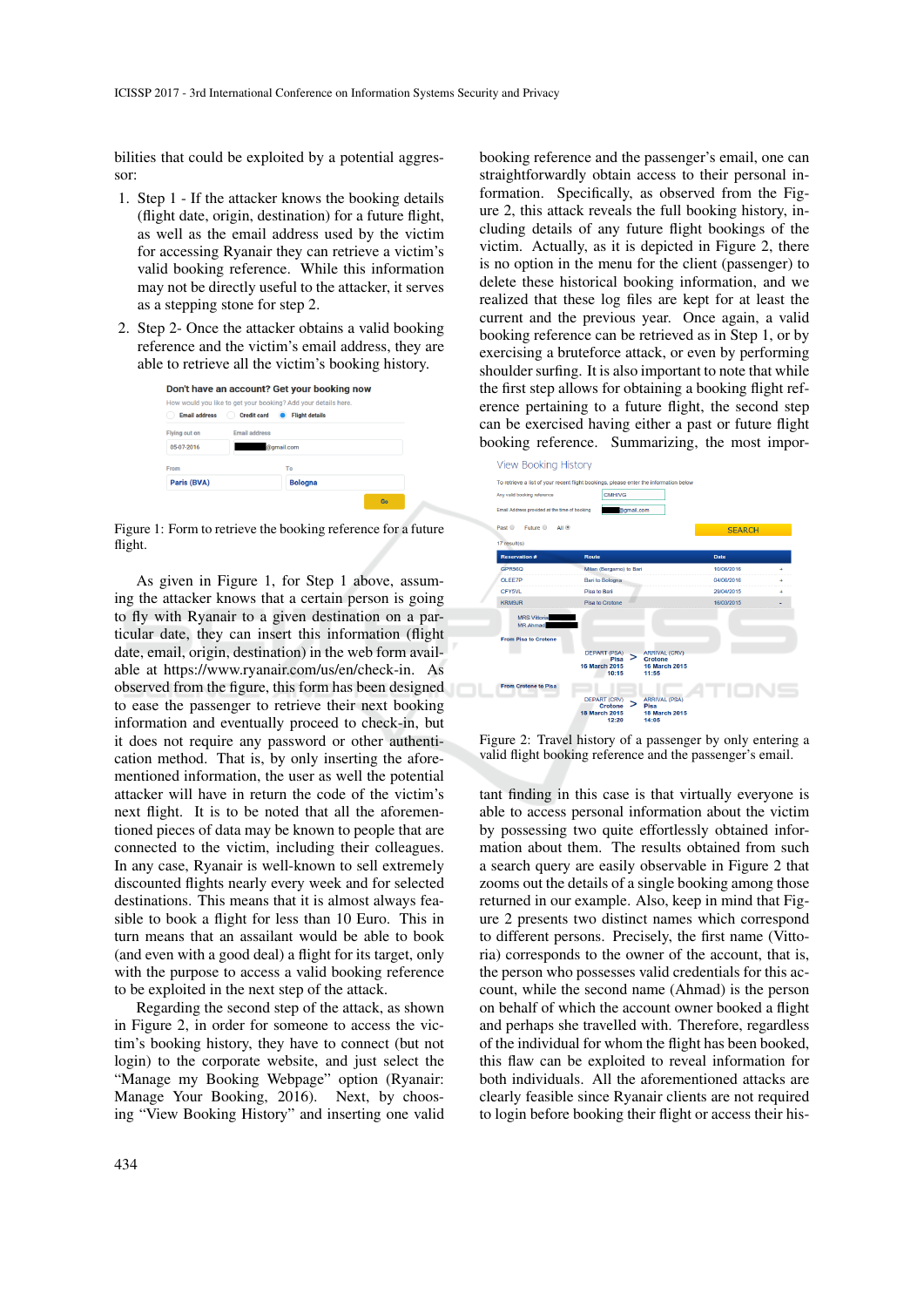bilities that could be exploited by a potential aggressor:

1. Step 1 - If the attacker knows the booking details (flight date, origin, destination) for a future flight, as well as the email address used by the victim for accessing Ryanair they can retrieve a victim's valid booking reference. While this information may not be directly useful to the attacker, it serves as a stepping stone for step 2.
2. Step 2- Once the attacker obtains a valid booking reference and the victim's email address, they are able to retrieve all the victim's booking history.

Figure 1: Form to retrieve the booking reference for a future flight.

As given in Figure 1, for Step 1 above, assuming the attacker knows that a certain person is going to fly with Ryanair to a given destination on a particular date, they can insert this information (flight date, email, origin, destination) in the web form available at https://www.ryanair.com/us/en/check-in. As observed from the figure, this form has been designed to ease the passenger to retrieve their next booking information and eventually proceed to check-in, but it does not require any password or other authentication method. That is, by only inserting the aforementioned information, the user as well the potential attacker will have in return the code of the victim's next flight. It is to be noted that all the aforementioned pieces of data may be known to people that are connected to the victim, including their colleagues. In any case, Ryanair is well-known to sell extremely discounted flights nearly every week and for selected destinations. This means that it is almost always feasible to book a flight for less than 10 Euro. This in turn means that an assailant would be able to book (and even with a good deal) a flight for its target, only with the purpose to access a valid booking reference to be exploited in the next step of the attack.

Regarding the second step of the attack, as shown in Figure 2, in order for someone to access the victim's booking history, they have to connect (but not login) to the corporate website, and just select the "Manage my Booking Webpage" option (Ryanair: Manage Your Booking, 2016). Next, by choosing "View Booking History" and inserting one valid booking reference and the passenger's email, one can straightforwardly obtain access to their personal information. Specifically, as observed from the Figure 2, this attack reveals the full booking history, including details of any future flight bookings of the victim. Actually, as it is depicted in Figure 2, there is no option in the menu for the client (passenger) to delete these historical booking information, and we realized that these log files are kept for at least the current and the previous year. Once again, a valid booking reference can be retrieved as in Step 1, or by exercising a bruteforce attack, or even by performing shoulder surfing. It is also important to note that while the first step allows for obtaining a booking flight reference pertaining to a future flight, the second step can be exercised having either a past or future flight booking reference. Summarizing, the most important finding in this case is that virtually everyone is able to access personal information about the victim by possessing two quite effortlessly obtained information about them. The results obtained from such a search query are easily observable in Figure 2 that zooms out the details of a single booking among those returned in our example. Also, keep in mind that Figure 2 presents two distinct names which correspond to different persons. Precisely, the first name (Vittoria) corresponds to the owner of the account, that is, the person who possesses valid credentials for this account, while the second name (Ahmad) is the person on behalf of whom the account owner booked a flight and perhaps she travelled with. Therefore, regardless of the individual for whom the flight has been booked, this flaw can be exploited to reveal information for both individuals. All the aforementioned attacks are clearly feasible since Ryanair clients are not required to login before booking their flight or access their his-

Figure 2: Travel history of a passenger by only entering a valid flight booking reference and the passenger's email.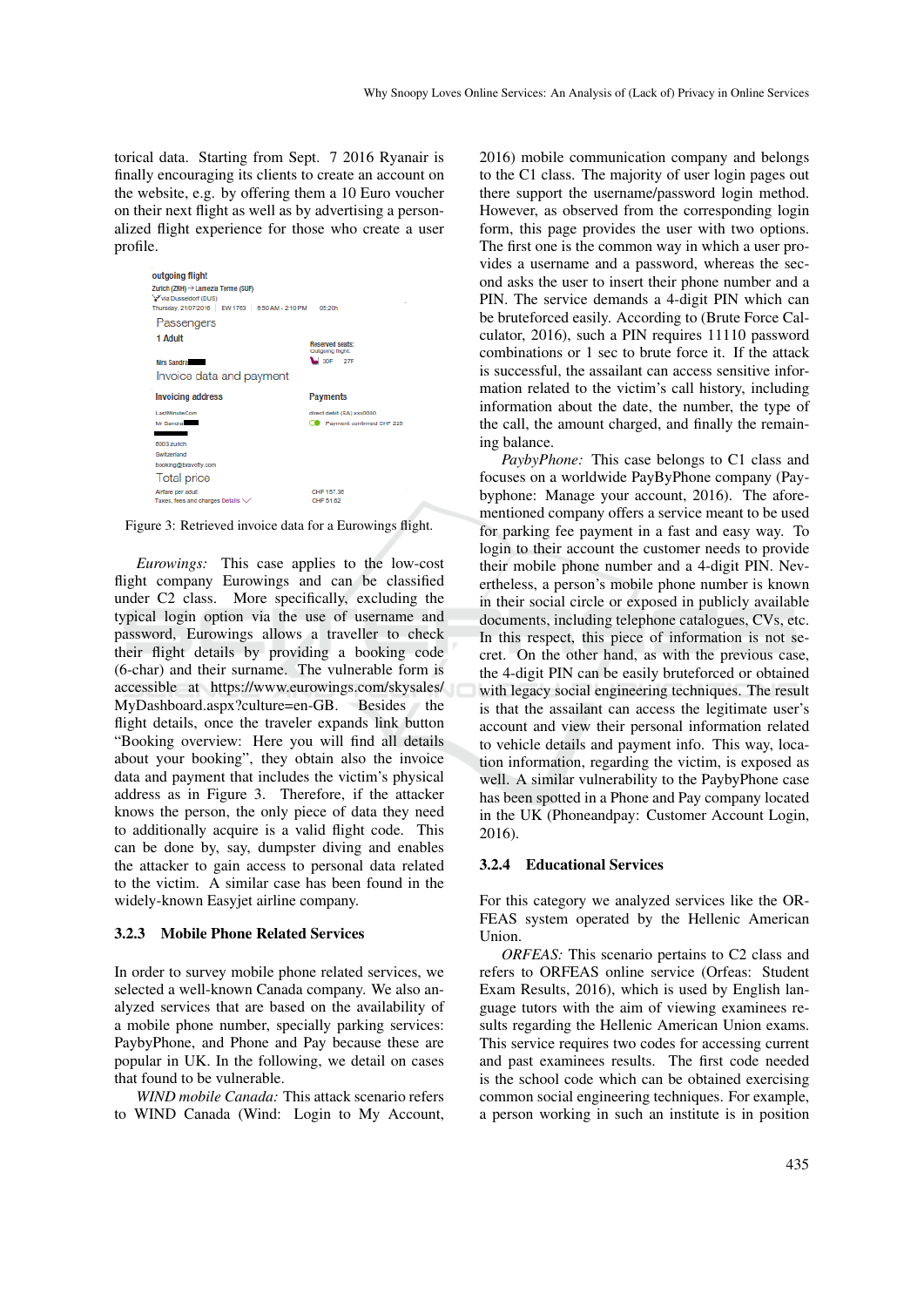torical data. Starting from Sept. 7 2016 Ryanair is finally encouraging its clients to create an account on the website, e.g. by offering them a 10 Euro voucher on their next flight as well as by advertising a personalized flight experience for those who create a user profile.

Figure 3: Retrieved invoice data for a Eurowings flight.

*Eurowings:* This case applies to the low-cost flight company Eurowings and can be classified under C2 class. More specifically, excluding the typical login option via the use of username and password, Eurowings allows a traveller to check their flight details by providing a booking code (6-char) and their surname. The vulnerable form is accessible at https://www.eurowings.com/skysales/MyDashboard.aspx?culture=en-GB. Besides the flight details, once the traveler expands link button "Booking overview: Here you will find all details about your booking", they obtain also the invoice data and payment that includes the victim's physical address as in Figure 3. Therefore, if the attacker knows the person, the only piece of data they need to additionally acquire is a valid flight code. This can be done by, say, dumpster diving and enables the attacker to gain access to personal data related to the victim. A similar case has been found in the widely-known Easyjet airline company.

### 3.2.3 Mobile Phone Related Services

In order to survey mobile phone related services, we selected a well-known Canada company. We also analyzed services that are based on the availability of a mobile phone number, specially parking services: PaybyPhone, and Phone and Pay because these are popular in UK. In the following, we detail on cases that found to be vulnerable.

*WIND mobile Canada:* This attack scenario refers to WIND Canada (Wind: Login to My Account, 2016) mobile communication company and belongs to the C1 class. The majority of user login pages out there support the username/password login method. However, as observed from the corresponding login form, this page provides the user with two options. The first one is the common way in which a user provides a username and a password, whereas the second asks the user to insert their phone number and a PIN. The service demands a 4-digit PIN which can be bruteforced easily. According to (Brute Force Calculator, 2016), such a PIN requires 11110 password combinations or 1 sec to brute force it. If the attack is successful, the assailant can access sensitive information related to the victim's call history, including information about the date, the number, the type of the call, the amount charged, and finally the remaining balance.

*PaybyPhone:* This case belongs to C1 class and focuses on a worldwide PayByPhone company (Paybyphone: Manage your account, 2016). The aforementioned company offers a service meant to be used for parking fee payment in a fast and easy way. To login to their account the customer needs to provide their mobile phone number and a 4-digit PIN. Nevertheless, a person's mobile phone number is known in their social circle or exposed in publicly available documents, including telephone catalogues, CVs, etc. In this respect, this piece of information is not secret. On the other hand, as with the previous case, the 4-digit PIN can be easily bruteforced or obtained with legacy social engineering techniques. The result is that the assailant can access the legitimate user's account and view their personal information related to vehicle details and payment info. This way, location information, regarding the victim, is exposed as well. A similar vulnerability to the PaybyPhone case has been spotted in a Phone and Pay company located in the UK (Phoneandpay: Customer Account Login, 2016).

### 3.2.4 Educational Services

For this category we analyzed services like the ORFEAS system operated by the Hellenic American Union.

*ORFEAS:* This scenario pertains to C2 class and refers to ORFEAS online service (Orfeas: Student Exam Results, 2016), which is used by English language tutors with the aim of viewing examinees results regarding the Hellenic American Union exams. This service requires two codes for accessing current and past examinees results. The first code needed is the school code which can be obtained exercising common social engineering techniques. For example, a person working in such an institute is in position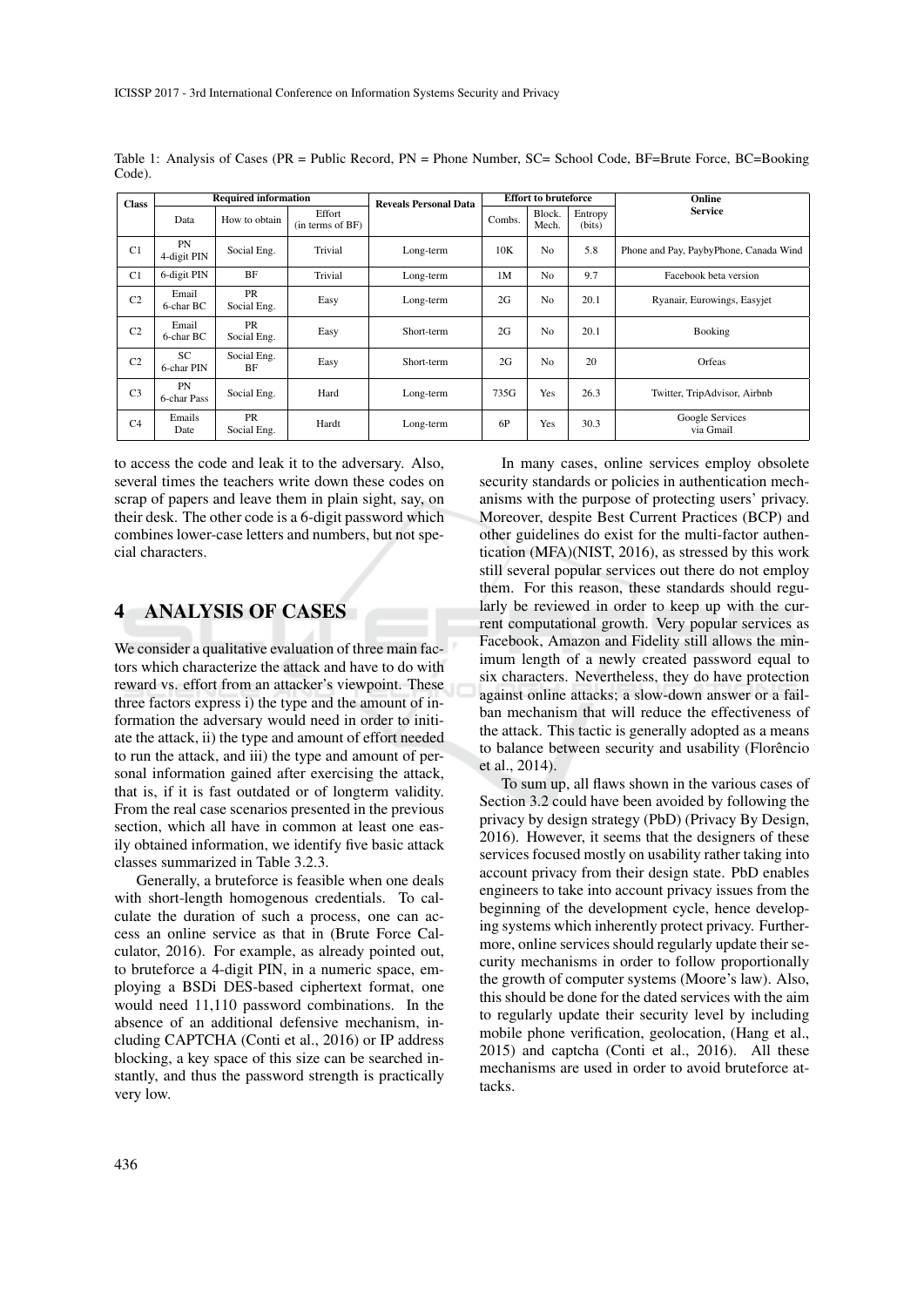Table 1: Analysis of Cases (PR = Public Record, PN = Phone Number, SC= School Code, BF=Brute Force, BC=Booking Code).

| Class | Required information | | | Reveals Personal Data | Effort to bruteforce | | | Online Service |
|---|---|---|---|---|---|---|---|---|
| | Data | How to obtain | Effort (in terms of BF) | | Combs. | Block. Mech. | Entropy (bits) | |
| C1 | PN 4-digit PIN | Social Eng. | Trivial | Long-term | 10K | No | 5.8 | Phone and Pay, PaybyPhone, Canada Wind |
| C1 | 6-digit PIN | BF | Trivial | Long-term | 1M | No | 9.7 | Facebook beta version |
| C2 | Email 6-char BC | PR Social Eng. | Easy | Long-term | 2G | No | 20.1 | Ryanair, Eurowings, Easyjet |
| C2 | Email 6-char BC | PR Social Eng. | Easy | Short-term | 2G | No | 20.1 | Booking |
| C2 | SC 6-char PIN | Social Eng. BF | Easy | Short-term | 2G | No | 20 | Orfeas |
| C3 | PN 6-char Pass | Social Eng. | Hard | Long-term | 735G | Yes | 26.3 | Twitter, TripAdvisor, Airbnb |
| C4 | Emails Date | PR Social Eng. | Hardt | Long-term | 6P | Yes | 30.3 | Google Services via Gmail |

to access the code and leak it to the adversary. Also, several times the teachers write down these codes on scrap of papers and leave them in plain sight, say, on their desk. The other code is a 6-digit password which combines lower-case letters and numbers, but not special characters.

## 4 ANALYSIS OF CASES

We consider a qualitative evaluation of three main factors which characterize the attack and have to do with reward vs. effort from an attacker's viewpoint. These three factors express i) the type and the amount of information the adversary would need in order to initiate the attack, ii) the type and amount of effort needed to run the attack, and iii) the type and amount of personal information gained after exercising the attack, that is, if it is fast outdated or of longterm validity. From the real case scenarios presented in the previous section, which all have in common at least one easily obtained information, we identify five basic attack classes summarized in Table 3.2.3.

Generally, a bruteforce is feasible when one deals with short-length homogenous credentials. To calculate the duration of such a process, one can access an online service as that in (Brute Force Calculator, 2016). For example, as already pointed out, to bruteforce a 4-digit PIN, in a numeric space, employing a BSDi DES-based ciphertext format, one would need 11,110 password combinations. In the absence of an additional defensive mechanism, including CAPTCHA (Conti et al., 2016) or IP address blocking, a key space of this size can be searched instantly, and thus the password strength is practically very low.

In many cases, online services employ obsolete security standards or policies in authentication mechanisms with the purpose of protecting users' privacy. Moreover, despite Best Current Practices (BCP) and other guidelines do exist for the multi-factor authentication (MFA)(NIST, 2016), as stressed by this work still several popular services out there do not employ them. For this reason, these standards should regularly be reviewed in order to keep up with the current computational growth. Very popular services as Facebook, Amazon and Fidelity still allows the minimum length of a newly created password equal to six characters. Nevertheless, they do have protection against online attacks; a slow-down answer or a failban mechanism that will reduce the effectiveness of the attack. This tactic is generally adopted as a means to balance between security and usability (Florêncio et al., 2014).

To sum up, all flaws shown in the various cases of Section 3.2 could have been avoided by following the privacy by design strategy (PbD) (Privacy By Design, 2016). However, it seems that the designers of these services focused mostly on usability rather taking into account privacy from their design state. PbD enables engineers to take into account privacy issues from the beginning of the development cycle, hence developing systems which inherently protect privacy. Furthermore, online services should regularly update their security mechanisms in order to follow proportionally the growth of computer systems (Moore's law). Also, this should be done for the dated services with the aim to regularly update their security level by including mobile phone verification, geolocation, (Hang et al., 2015) and captcha (Conti et al., 2016). All these mechanisms are used in order to avoid bruteforce attacks.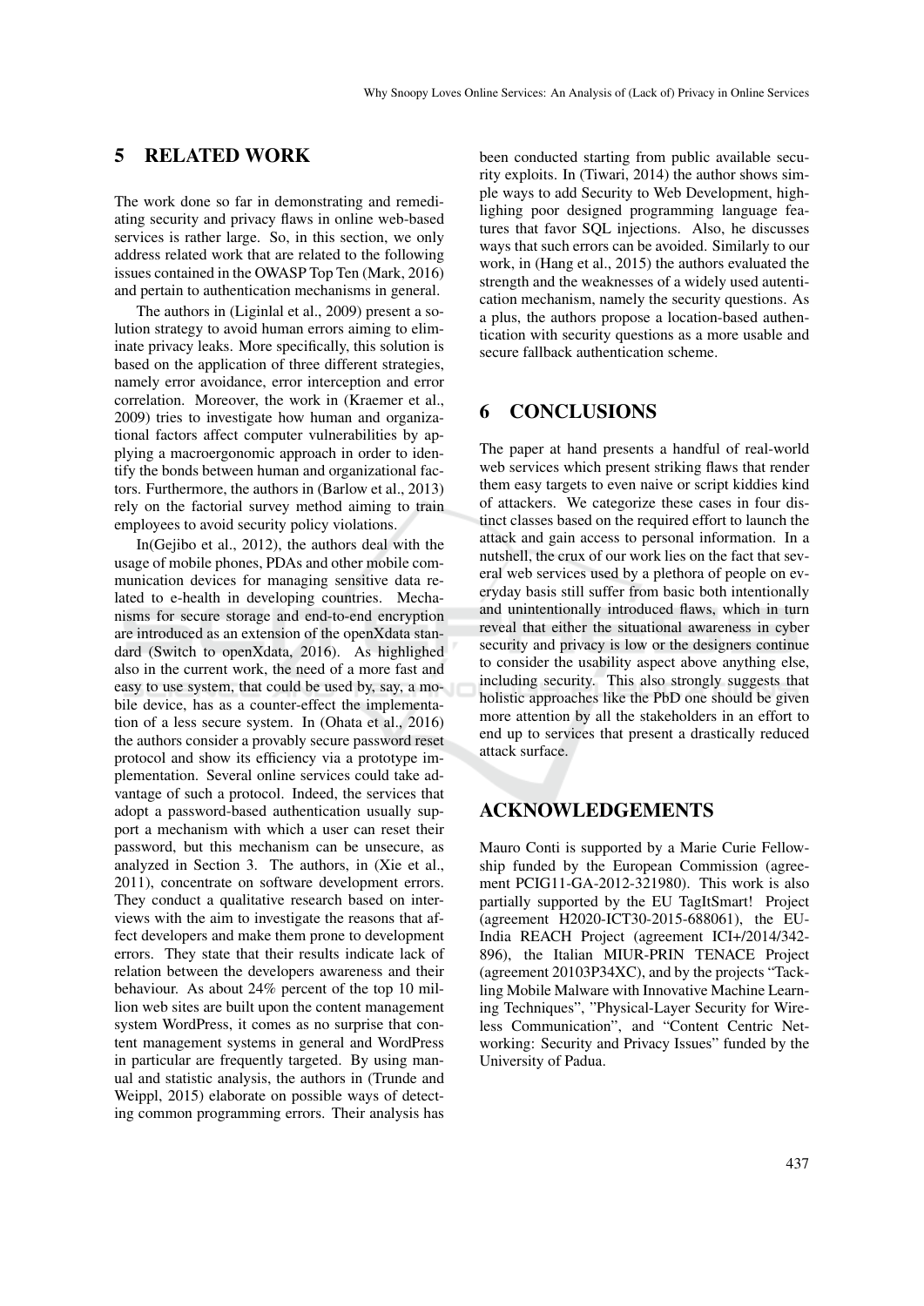## 5 RELATED WORK

The work done so far in demonstrating and remediating security and privacy flaws in online web-based services is rather large. So, in this section, we only address related work that are related to the following issues contained in the OWASP Top Ten (Mark, 2016) and pertain to authentication mechanisms in general.

The authors in (Liginlal et al., 2009) present a solution strategy to avoid human errors aiming to eliminate privacy leaks. More specifically, this solution is based on the application of three different strategies, namely error avoidance, error interception and error correlation. Moreover, the work in (Kraemer et al., 2009) tries to investigate how human and organizational factors affect computer vulnerabilities by applying a macroergonomic approach in order to identify the bonds between human and organizational factors. Furthermore, the authors in (Barlow et al., 2013) rely on the factorial survey method aiming to train employees to avoid security policy violations.

In(Gejibo et al., 2012), the authors deal with the usage of mobile phones, PDAs and other mobile communication devices for managing sensitive data related to e-health in developing countries. Mechanisms for secure storage and end-to-end encryption are introduced as an extension of the openXdata standard (Switch to openXdata, 2016). As highlighed also in the current work, the need of a more fast and easy to use system, that could be used by, say, a mobile device, has as a counter-effect the implementation of a less secure system. In (Ohata et al., 2016) the authors consider a provably secure password reset protocol and show its efficiency via a prototype implementation. Several online services could take advantage of such a protocol. Indeed, the services that adopt a password-based authentication usually support a mechanism with which a user can reset their password, but this mechanism can be unsecure, as analyzed in Section 3. The authors, in (Xie et al., 2011), concentrate on software development errors. They conduct a qualitative research based on interviews with the aim to investigate the reasons that affect developers and make them prone to development errors. They state that their results indicate lack of relation between the developers awareness and their behaviour. As about 24% percent of the top 10 million web sites are built upon the content management system WordPress, it comes as no surprise that content management systems in general and WordPress in particular are frequently targeted. By using manual and statistic analysis, the authors in (Trunde and Weippl, 2015) elaborate on possible ways of detecting common programming errors. Their analysis has been conducted starting from public available security exploits. In (Tiwari, 2014) the author shows simple ways to add Security to Web Development, highlighing poor designed programming language features that favor SQL injections. Also, he discusses ways that such errors can be avoided. Similarly to our work, in (Hang et al., 2015) the authors evaluated the strength and the weaknesses of a widely used autentication mechanism, namely the security questions. As a plus, the authors propose a location-based authentication with security questions as a more usable and secure fallback authentication scheme.

## 6 CONCLUSIONS

The paper at hand presents a handful of real-world web services which present striking flaws that render them easy targets to even naive or script kiddies kind of attackers. We categorize these cases in four distinct classes based on the required effort to launch the attack and gain access to personal information. In a nutshell, the crux of our work lies on the fact that several web services used by a plethora of people on everyday basis still suffer from basic both intentionally and unintentionally introduced flaws, which in turn reveal that either the situational awareness in cyber security and privacy is low or the designers continue to consider the usability aspect above anything else, including security. This also strongly suggests that holistic approaches like the PbD one should be given more attention by all the stakeholders in an effort to end up to services that present a drastically reduced attack surface.

## ACKNOWLEDGEMENTS

Mauro Conti is supported by a Marie Curie Fellowship funded by the European Commission (agreement PCIG11-GA-2012-321980). This work is also partially supported by the EU TagItSmart! Project (agreement H2020-ICT30-2015-688061), the EU-India REACH Project (agreement ICI+/2014/342-896), the Italian MIUR-PRIN TENACE Project (agreement 20103P34XC), and by the projects "Tackling Mobile Malware with Innovative Machine Learning Techniques", "Physical-Layer Security for Wireless Communication", and "Content Centric Networking: Security and Privacy Issues" funded by the University of Padua.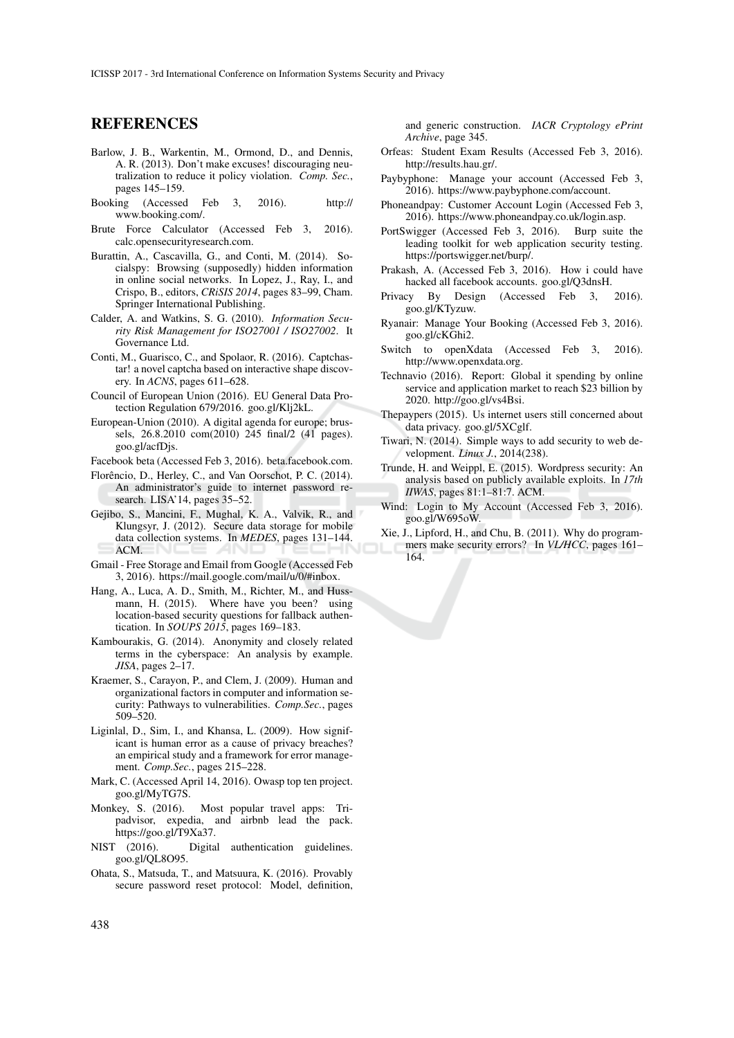## REFERENCES

Barlow, J. B., Warkentin, M., Ormond, D., and Dennis, A. R. (2013). Don't make excuses! discouraging neutralization to reduce it policy violation. *Comp. Sec.*, pages 145–159.

Booking (Accessed Feb 3, 2016). http://www.booking.com/.

Brute Force Calculator (Accessed Feb 3, 2016). calc.opensecurityresearch.com.

Burattin, A., Cascavilla, G., and Conti, M. (2014). Socialspy: Browsing (supposedly) hidden information in online social networks. In Lopez, J., Ray, I., and Crispo, B., editors, *CRiSIS 2014*, pages 83–99, Cham. Springer International Publishing.

Calder, A. and Watkins, S. G. (2010). *Information Security Risk Management for ISO27001 / ISO27002*. It Governance Ltd.

Conti, M., Guarisco, C., and Spolaor, R. (2016). Captchastar! a novel captcha based on interactive shape discovery. In *ACNS*, pages 611–628.

Council of European Union (2016). EU General Data Protection Regulation 679/2016. goo.gl/Klj2kL.

European-Union (2010). A digital agenda for europe; brussels, 26.8.2010 com(2010) 245 final/2 (41 pages). goo.gl/acfDjs.

Facebook beta (Accessed Feb 3, 2016). beta.facebook.com.

Florêncio, D., Herley, C., and Van Oorschot, P. C. (2014). An administrator's guide to internet password research. LISA'14, pages 35–52.

Gejibo, S., Mancini, F., Mughal, K. A., Valvik, R., and Klungsyr, J. (2012). Secure data storage for mobile data collection systems. In *MEDES*, pages 131–144. ACM.

Gmail - Free Storage and Email from Google (Accessed Feb 3, 2016). https://mail.google.com/mail/u/0/#inbox.

Hang, A., Luca, A. D., Smith, M., Richter, M., and Hussmann, H. (2015). Where have you been? using location-based security questions for fallback authentication. In *SOUPS 2015*, pages 169–183.

Kambourakis, G. (2014). Anonymity and closely related terms in the cyberspace: An analysis by example. *JISA*, pages 2–17.

Kraemer, S., Carayon, P., and Clem, J. (2009). Human and organizational factors in computer and information security: Pathways to vulnerabilities. *Comp.Sec.*, pages 509–520.

Liginlal, D., Sim, I., and Khansa, L. (2009). How significant is human error as a cause of privacy breaches? an empirical study and a framework for error management. *Comp.Sec.*, pages 215–228.

Mark, C. (Accessed April 14, 2016). Owasp top ten project. goo.gl/MyTG7S.

Monkey, S. (2016). Most popular travel apps: Tripadvisor, expedia, and airbnb lead the pack. https://goo.gl/T9Xa37.

NIST (2016). Digital authentication guidelines. goo.gl/QL8O95.

Ohata, S., Matsuda, T., and Matsuura, K. (2016). Provably secure password reset protocol: Model, definition, and generic construction. *IACR Cryptology ePrint Archive*, page 345.

Orfeas: Student Exam Results (Accessed Feb 3, 2016). http://results.hau.gr/.

Paybyphone: Manage your account (Accessed Feb 3, 2016). https://www.paybyphone.com/account.

Phoneandpay: Customer Account Login (Accessed Feb 3, 2016). https://www.phoneandpay.co.uk/login.asp.

PortSwigger (Accessed Feb 3, 2016). Burp suite the leading toolkit for web application security testing. https://portswigger.net/burp/.

Prakash, A. (Accessed Feb 3, 2016). How i could have hacked all facebook accounts. goo.gl/Q3dnsH.

Privacy By Design (Accessed Feb 3, 2016). goo.gl/KTyzuw.

Ryanair: Manage Your Booking (Accessed Feb 3, 2016). goo.gl/cKGhi2.

Switch to openXdata (Accessed Feb 3, 2016). http://www.openxdata.org.

Technavio (2016). Report: Global it spending by online service and application market to reach $23 billion by 2020. http://goo.gl/vs4Bsi.

Thepaypers (2015). Us internet users still concerned about data privacy. goo.gl/5XCglf.

Tiwari, N. (2014). Simple ways to add security to web development. *Linux J.*, 2014(238).

Trunde, H. and Weippl, E. (2015). Wordpress security: An analysis based on publicly available exploits. In *17th IIWAS*, pages 81:1–81:7. ACM.

Wind: Login to My Account (Accessed Feb 3, 2016). goo.gl/W695oW.

Xie, J., Lipford, H., and Chu, B. (2011). Why do programmers make security errors? In *VL/HCC*, pages 161–164.